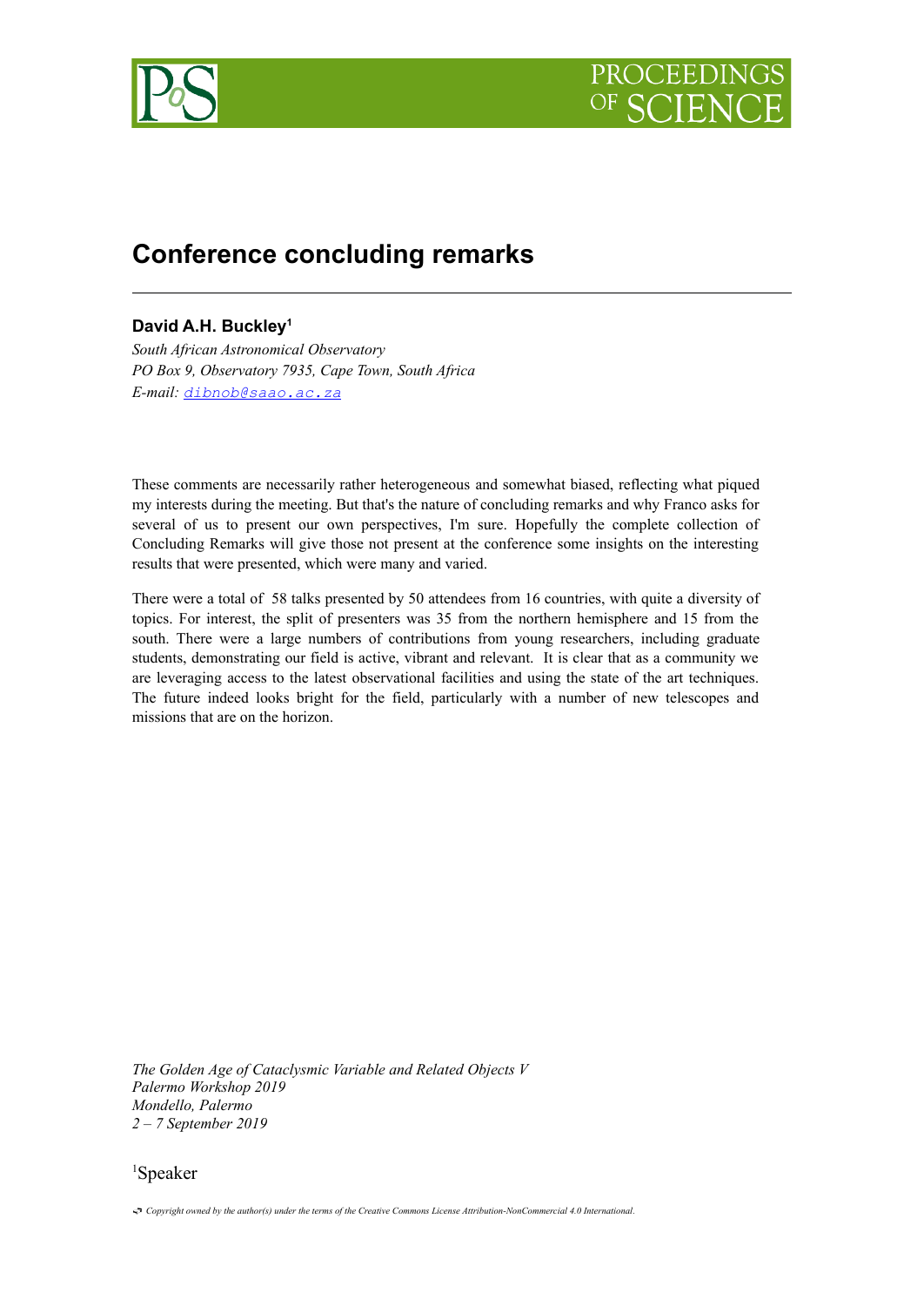# Conference concluding remarks

**David A.H. Buckley**[1]

*South African Astronomical Observatory*
*PO Box 9, Observatory 7935, Cape Town, South Africa*
*E-mail:* [dibnob@saao.ac.za](mailto:dibnob@saao.ac.za)

These comments are necessarily rather heterogeneous and somewhat biased, reflecting what piqued my interests during the meeting. But that's the nature of concluding remarks and why Franco asks for several of us to present our own perspectives, I'm sure. Hopefully the complete collection of Concluding Remarks will give those not present at the conference some insights on the interesting results that were presented, which were many and varied.

There were a total of 58 talks presented by 50 attendees from 16 countries, with quite a diversity of topics. For interest, the split of presenters was 35 from the northern hemisphere and 15 from the south. There were a large numbers of contributions from young researchers, including graduate students, demonstrating our field is active, vibrant and relevant. It is clear that as a community we are leveraging access to the latest observational facilities and using the state of the art techniques. The future indeed looks bright for the field, particularly with a number of new telescopes and missions that are on the horizon.

*The Golden Age of Cataclysmic Variable and Related Objects V*
*Palermo Workshop 2019*
*Mondello, Palermo*
*2 – 7 September 2019*

[1]Speaker

*Copyright owned by the author(s) under the terms of the Creative Commons License Attribution-NonCommercial 4.0 International.*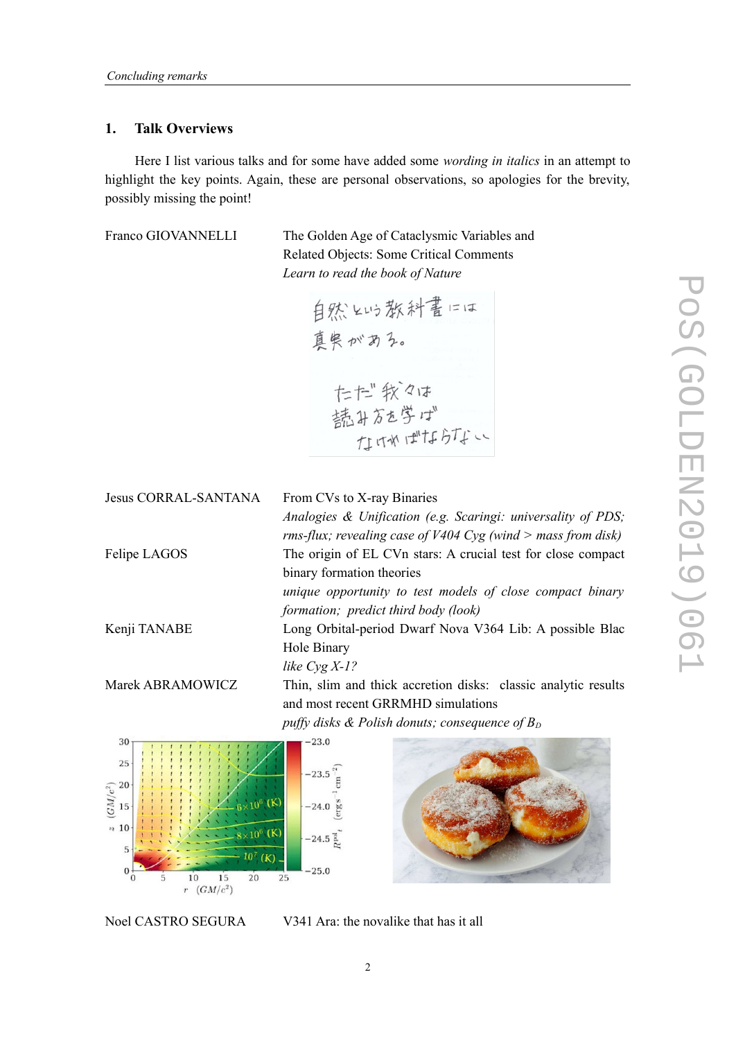## 1. Talk Overviews

Here I list various talks and for some have added some *wording in italics* in an attempt to highlight the key points. Again, these are personal observations, so apologies for the brevity, possibly missing the point!

Franco GIOVANNELLI — The Golden Age of Cataclysmic Variables and Related Objects: Some Critical Comments
*Learn to read the book of Nature*

自然という教科書には
真実がある。

ただ我々は
読み方を学ばなければならない

Jesus CORRAL-SANTANA — From CVs to X-ray Binaries
*Analogies & Unification (e.g. Scaringi: universality of PDS; rms-flux; revealing case of V404 Cyg (wind > mass from disk)*

Felipe LAGOS — The origin of EL CVn stars: A crucial test for close compact binary formation theories
*unique opportunity to test models of close compact binary formation; predict third body (look)*

Kenji TANABE — Long Orbital-period Dwarf Nova V364 Lib: A possible Blac Hole Binary
*like Cyg X-1?*

Marek ABRAMOWICZ — Thin, slim and thick accretion disks: classic analytic results and most recent GRRMHD simulations
*puffy disks & Polish donuts; consequence of $B_D$*

Noel CASTRO SEGURA — V341 Ara: the novalike that has it all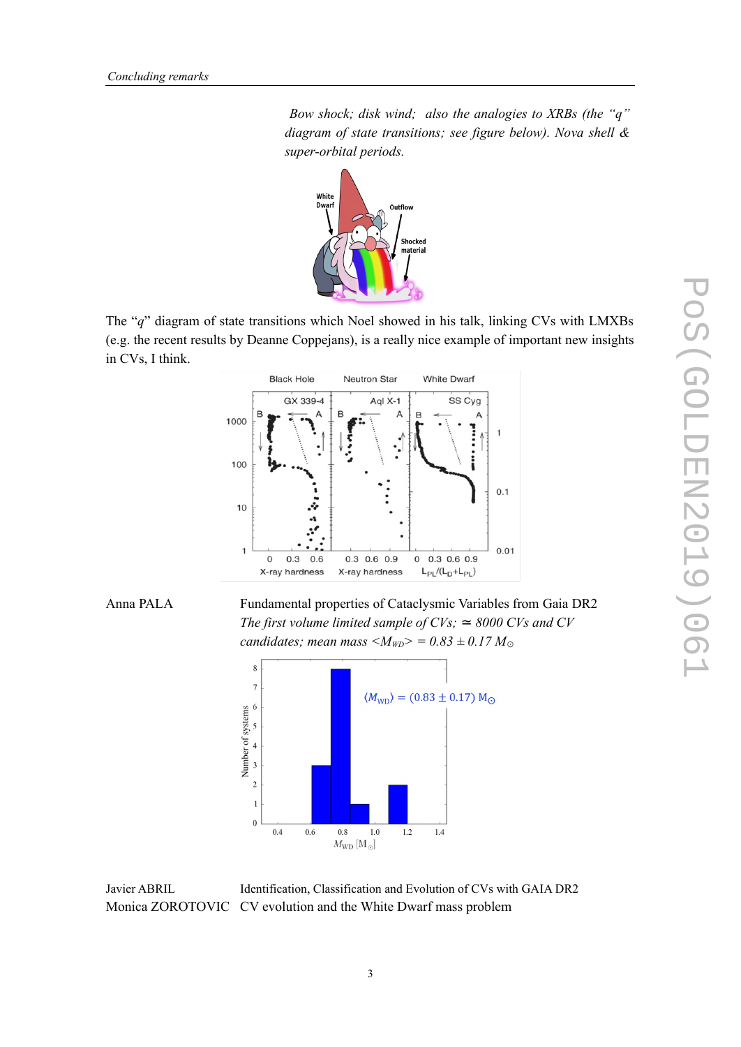*Bow shock; disk wind; also the analogies to XRBs (the "q" diagram of state transitions; see figure below). Nova shell & super-orbital periods.*

The "*q*" diagram of state transitions which Noel showed in his talk, linking CVs with LMXBs (e.g. the recent results by Deanne Coppejans), is a really nice example of important new insights in CVs, I think.

Anna PALA Fundamental properties of Cataclysmic Variables from Gaia DR2
*The first volume limited sample of CVs; ≃ 8000 CVs and CV candidates; mean mass* $<M_{WD}> = 0.83 \pm 0.17\ M_\odot$

Javier ABRIL Identification, Classification and Evolution of CVs with GAIA DR2

Monica ZOROTOVIC CV evolution and the White Dwarf mass problem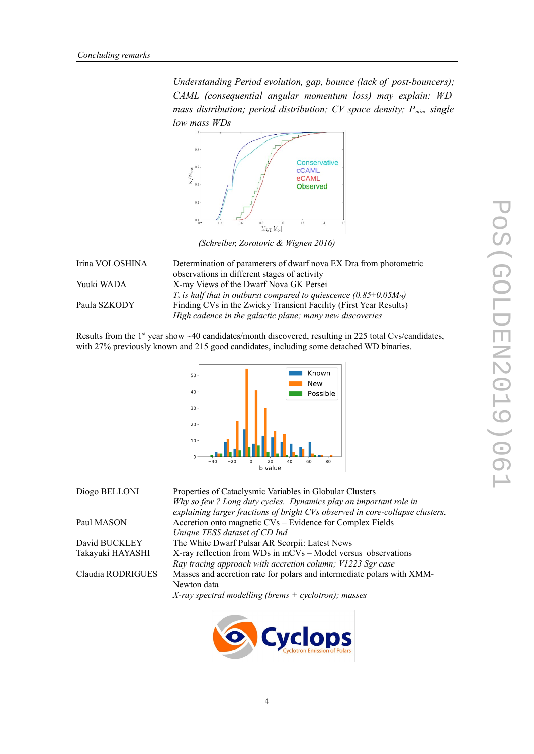*Understanding Period evolution, gap, bounce (lack of post-bouncers); CAML (consequential angular momentum loss) may explain: WD mass distribution; period distribution; CV space density; $P_{min}$, single low mass WDs*

*(Schreiber, Zorotovic & Wignen 2016)*

| | |
|---|---|
| Irina VOLOSHINA | Determination of parameters of dwarf nova EX Dra from photometric observations in different stages of activity |
| Yuuki WADA | X-ray Views of the Dwarf Nova GK Persei<br>*$T_s$ is half that in outburst compared to quiescence (0.85±0.05$M_\odot$)* |
| Paula SZKODY | Finding CVs in the Zwicky Transient Facility (First Year Results)<br>*High cadence in the galactic plane; many new discoveries* |

Results from the 1[st] year show ~40 candidates/month discovered, resulting in 225 total Cvs/candidates, with 27% previously known and 215 good candidates, including some detached WD binaries.

| | |
|---|---|
| Diogo BELLONI | Properties of Cataclysmic Variables in Globular Clusters<br>*Why so few ? Long duty cycles. Dynamics play an important role in explaining larger fractions of bright CVs observed in core-collapse clusters.* |
| Paul MASON | Accretion onto magnetic CVs – Evidence for Complex Fields<br>*Unique TESS dataset of CD Ind* |
| David BUCKLEY | The White Dwarf Pulsar AR Scorpii: Latest News |
| Takayuki HAYASHI | X-ray reflection from WDs in mCVs – Model versus observations<br>*Ray tracing approach with accretion column; V1223 Sgr case* |
| Claudia RODRIGUES | Masses and accretion rate for polars and intermediate polars with XMM-Newton data<br>*X-ray spectral modelling (brems + cyclotron); masses* |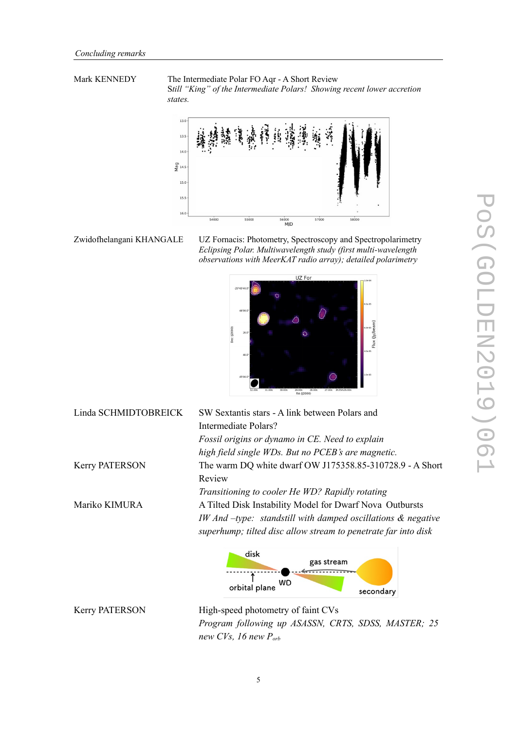Mark KENNEDY

The Intermediate Polar FO Aqr - A Short Review

*Still "King" of the Intermediate Polars! Showing recent lower accretion states.*

Zwidofhelangani KHANGALE

UZ Fornacis: Photometry, Spectroscopy and Spectropolarimetry

*Eclipsing Polar. Multiwavelength study (first multi-wavelength observations with MeerKAT radio array); detailed polarimetry*

Linda SCHMIDTOBREICK

SW Sextantis stars - A link between Polars and Intermediate Polars?

*Fossil origins or dynamo in CE. Need to explain high field single WDs. But no PCEB's are magnetic.*

Kerry PATERSON

The warm DQ white dwarf OW J175358.85-310728.9 - A Short Review

*Transitioning to cooler He WD? Rapidly rotating*

Mariko KIMURA

A Tilted Disk Instability Model for Dwarf Nova Outbursts

*IW And –type: standstill with damped oscillations & negative superhump; tilted disc allow stream to penetrate far into disk*

Kerry PATERSON

High-speed photometry of faint CVs

*Program following up ASASSN, CRTS, SDSS, MASTER; 25 new CVs, 16 new $P_{orb}$*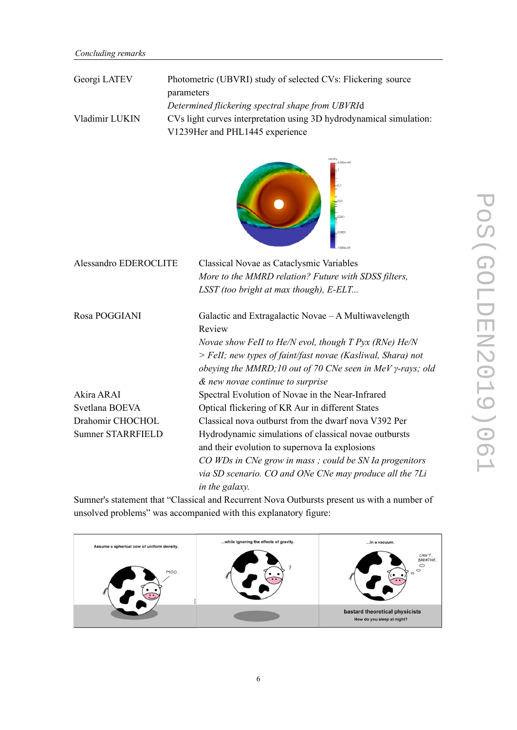| | |
|---|---|
| Georgi LATEV | Photometric (UBVRI) study of selected CVs: Flickering source parameters<br>*Determined flickering spectral shape from UBVRI*d |
| Vladimir LUKIN | CVs light curves interpretation using 3D hydrodynamical simulation: V1239Her and PHL1445 experience |

| | |
|---|---|
| Alessandro EDEROCLITE | Classical Novae as Cataclysmic Variables<br>*More to the MMRD relation? Future with SDSS filters, LSST (too bright at max though), E-ELT...* |
| Rosa POGGIANI | Galactic and Extragalactic Novae – A Multiwavelength Review<br>*Novae show FeII to He/N evol, though T Pyx (RNe) He/N > FeII; new types of faint/fast novae (Kasliwal, Shara) not obeying the MMRD;10 out of 70 CNe seen in MeV γ-rays; old & new novae continue to surprise* |
| Akira ARAI | Spectral Evolution of Novae in the Near-Infrared |
| Svetlana BOEVA | Optical flickering of KR Aur in different States |
| Drahomir CHOCHOL | Classical nova outburst from the dwarf nova V392 Per |
| Sumner STARRFIELD | Hydrodynamic simulations of classical novae outbursts and their evolution to supernova Ia explosions<br>*CO WDs in CNe grow in mass ; could be SN Ia progenitors via SD scenario. CO and ONe CNe may produce all the 7Li in the galaxy.* |

Sumner's statement that "Classical and Recurrent Nova Outbursts present us with a number of unsolved problems" was accompanied with this explanatory figure: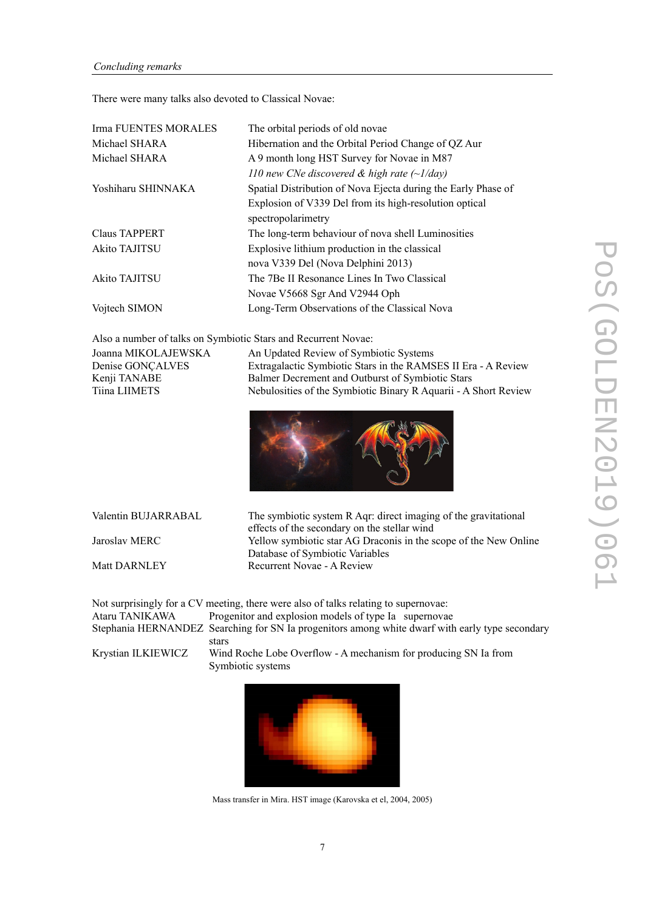There were many talks also devoted to Classical Novae:

| | |
|---|---|
| Irma FUENTES MORALES | The orbital periods of old novae |
| Michael SHARA | Hibernation and the Orbital Period Change of QZ Aur |
| Michael SHARA | A 9 month long HST Survey for Novae in M87<br>*110 new CNe discovered & high rate (~1/day)* |
| Yoshiharu SHINNAKA | Spatial Distribution of Nova Ejecta during the Early Phase of Explosion of V339 Del from its high-resolution optical spectropolarimetry |
| Claus TAPPERT | The long-term behaviour of nova shell Luminosities |
| Akito TAJITSU | Explosive lithium production in the classical nova V339 Del (Nova Delphini 2013) |
| Akito TAJITSU | The 7Be II Resonance Lines In Two Classical Novae V5668 Sgr And V2944 Oph |
| Vojtech SIMON | Long-Term Observations of the Classical Nova |

Also a number of talks on Symbiotic Stars and Recurrent Novae:

| | |
|---|---|
| Joanna MIKOLAJEWSKA | An Updated Review of Symbiotic Systems |
| Denise GONÇALVES | Extragalactic Symbiotic Stars in the RAMSES II Era - A Review |
| Kenji TANABE | Balmer Decrement and Outburst of Symbiotic Stars |
| Tiina LIIMETS | Nebulosities of the Symbiotic Binary R Aquarii - A Short Review |
| Valentin BUJARRABAL | The symbiotic system R Aqr: direct imaging of the gravitational effects of the secondary on the stellar wind |
| Jaroslav MERC | Yellow symbiotic star AG Draconis in the scope of the New Online Database of Symbiotic Variables |
| Matt DARNLEY | Recurrent Novae - A Review |

Not surprisingly for a CV meeting, there were also of talks relating to supernovae:

| | |
|---|---|
| Ataru TANIKAWA | Progenitor and explosion models of type Ia supernovae |
| Stephania HERNANDEZ | Searching for SN Ia progenitors among white dwarf with early type secondary stars |
| Krystian ILKIEWICZ | Wind Roche Lobe Overflow - A mechanism for producing SN Ia from Symbiotic systems |

Mass transfer in Mira. HST image (Karovska et el, 2004, 2005)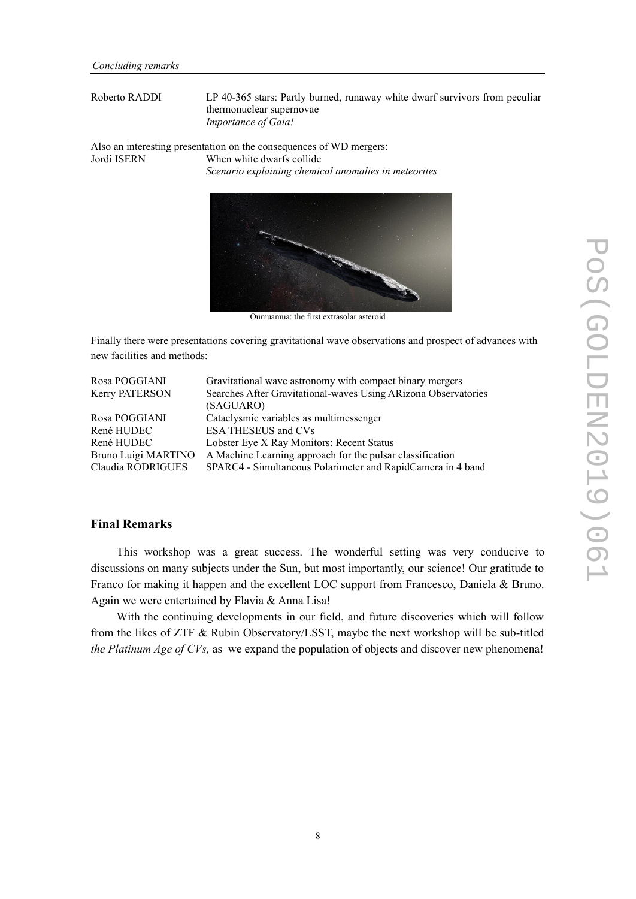Roberto RADDI — LP 40-365 stars: Partly burned, runaway white dwarf survivors from peculiar thermonuclear supernovae
*Importance of Gaia!*

Also an interesting presentation on the consequences of WD mergers:

Jordi ISERN — When white dwarfs collide
*Scenario explaining chemical anomalies in meteorites*

Oumuamua: the first extrasolar asteroid

Finally there were presentations covering gravitational wave observations and prospect of advances with new facilities and methods:

| | |
|---|---|
| Rosa POGGIANI | Gravitational wave astronomy with compact binary mergers |
| Kerry PATERSON | Searches After Gravitational-waves Using ARizona Observatories (SAGUARO) |
| Rosa POGGIANI | Cataclysmic variables as multimessenger |
| René HUDEC | ESA THESEUS and CVs |
| René HUDEC | Lobster Eye X Ray Monitors: Recent Status |
| Bruno Luigi MARTINO | A Machine Learning approach for the pulsar classification |
| Claudia RODRIGUES | SPARC4 - Simultaneous Polarimeter and RapidCamera in 4 band |

## Final Remarks

This workshop was a great success. The wonderful setting was very conducive to discussions on many subjects under the Sun, but most importantly, our science! Our gratitude to Franco for making it happen and the excellent LOC support from Francesco, Daniela & Bruno. Again we were entertained by Flavia & Anna Lisa!

With the continuing developments in our field, and future discoveries which will follow from the likes of ZTF & Rubin Observatory/LSST, maybe the next workshop will be sub-titled *the Platinum Age of CVs,* as we expand the population of objects and discover new phenomena!